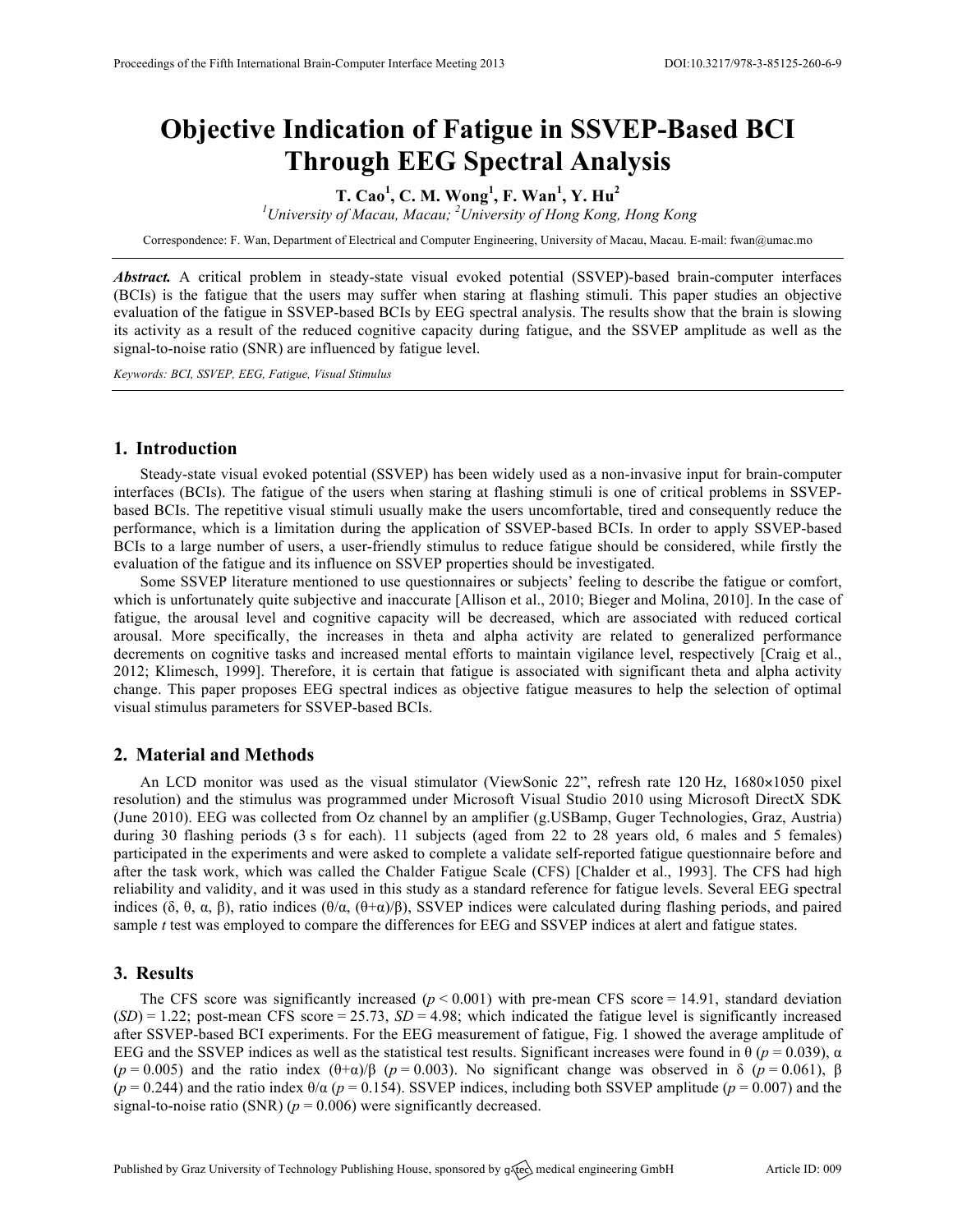# Objective Indication of Fatigue in SSVEP-Based BCI Through EEG Spectral Analysis

**T. Cao[1], C. M. Wong[1], F. Wan[1], Y. Hu[2]**

[1]*University of Macau, Macau;* [2]*University of Hong Kong, Hong Kong*

Correspondence: F. Wan, Department of Electrical and Computer Engineering, University of Macau, Macau. E-mail: fwan@umac.mo

***Abstract.*** A critical problem in steady-state visual evoked potential (SSVEP)-based brain-computer interfaces (BCIs) is the fatigue that the users may suffer when staring at flashing stimuli. This paper studies an objective evaluation of the fatigue in SSVEP-based BCIs by EEG spectral analysis. The results show that the brain is slowing its activity as a result of the reduced cognitive capacity during fatigue, and the SSVEP amplitude as well as the signal-to-noise ratio (SNR) are influenced by fatigue level.

*Keywords: BCI, SSVEP, EEG, Fatigue, Visual Stimulus*

## 1. Introduction

Steady-state visual evoked potential (SSVEP) has been widely used as a non-invasive input for brain-computer interfaces (BCIs). The fatigue of the users when staring at flashing stimuli is one of critical problems in SSVEP-based BCIs. The repetitive visual stimuli usually make the users uncomfortable, tired and consequently reduce the performance, which is a limitation during the application of SSVEP-based BCIs. In order to apply SSVEP-based BCIs to a large number of users, a user-friendly stimulus to reduce fatigue should be considered, while firstly the evaluation of the fatigue and its influence on SSVEP properties should be investigated.

Some SSVEP literature mentioned to use questionnaires or subjects' feeling to describe the fatigue or comfort, which is unfortunately quite subjective and inaccurate [Allison et al., 2010; Bieger and Molina, 2010]. In the case of fatigue, the arousal level and cognitive capacity will be decreased, which are associated with reduced cortical arousal. More specifically, the increases in theta and alpha activity are related to generalized performance decrements on cognitive tasks and increased mental efforts to maintain vigilance level, respectively [Craig et al., 2012; Klimesch, 1999]. Therefore, it is certain that fatigue is associated with significant theta and alpha activity change. This paper proposes EEG spectral indices as objective fatigue measures to help the selection of optimal visual stimulus parameters for SSVEP-based BCIs.

## 2. Material and Methods

An LCD monitor was used as the visual stimulator (ViewSonic 22", refresh rate 120 Hz, 1680×1050 pixel resolution) and the stimulus was programmed under Microsoft Visual Studio 2010 using Microsoft DirectX SDK (June 2010). EEG was collected from Oz channel by an amplifier (g.USBamp, Guger Technologies, Graz, Austria) during 30 flashing periods (3 s for each). 11 subjects (aged from 22 to 28 years old, 6 males and 5 females) participated in the experiments and were asked to complete a validate self-reported fatigue questionnaire before and after the task work, which was called the Chalder Fatigue Scale (CFS) [Chalder et al., 1993]. The CFS had high reliability and validity, and it was used in this study as a standard reference for fatigue levels. Several EEG spectral indices ($\delta$, $\theta$, $\alpha$, $\beta$), ratio indices ($\theta/\alpha$, $(\theta+\alpha)/\beta$), SSVEP indices were calculated during flashing periods, and paired sample *t* test was employed to compare the differences for EEG and SSVEP indices at alert and fatigue states.

## 3. Results

The CFS score was significantly increased ($p < 0.001$) with pre-mean CFS score = 14.91, standard deviation ($SD$) = 1.22; post-mean CFS score = 25.73, $SD$ = 4.98; which indicated the fatigue level is significantly increased after SSVEP-based BCI experiments. For the EEG measurement of fatigue, Fig. 1 showed the average amplitude of EEG and the SSVEP indices as well as the statistical test results. Significant increases were found in $\theta$ ($p = 0.039$), $\alpha$ ($p = 0.005$) and the ratio index $(\theta+\alpha)/\beta$ ($p = 0.003$). No significant change was observed in $\delta$ ($p = 0.061$), $\beta$ ($p = 0.244$) and the ratio index $\theta/\alpha$ ($p = 0.154$). SSVEP indices, including both SSVEP amplitude ($p = 0.007$) and the signal-to-noise ratio (SNR) ($p = 0.006$) were significantly decreased.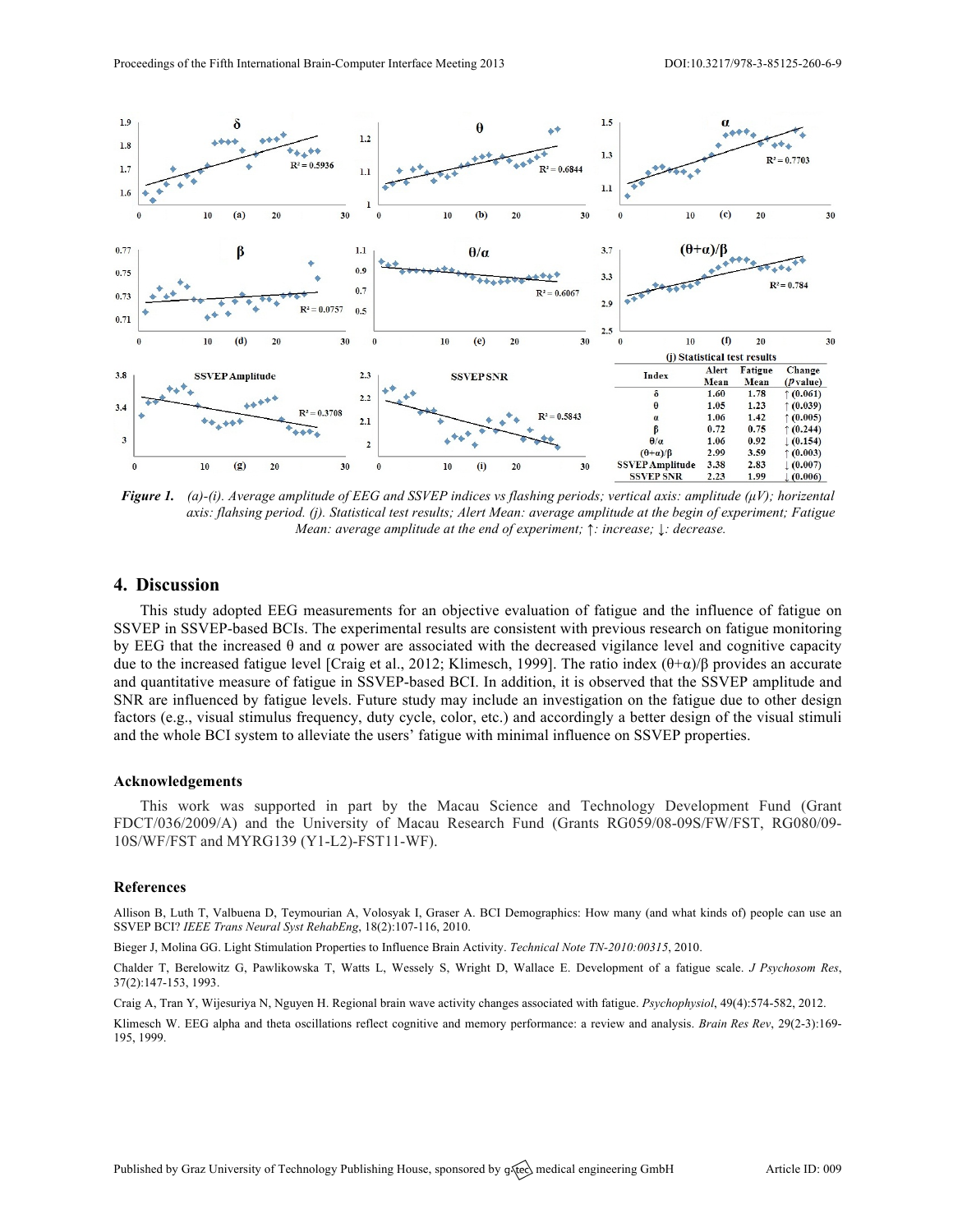δ

$R^2 = 0.5936$

(a)

θ

$R^2 = 0.6844$

(b)

α

$R^2 = 0.7703$

(c)

β

$R^2 = 0.0757$

(d)

θ/α

$R^2 = 0.6067$

(e)

(θ+α)/β

$R^2 = 0.784$

(f)

SSVEP Amplitude

$R^2 = 0.3708$

(g)

SSVEP SNR

$R^2 = 0.5843$

(i)

(j) Statistical test results

| Index | Alert Mean | Fatigue Mean | Change (*P* value) |
|---|---|---|---|
| δ | 1.60 | 1.78 | ↑ (0.061) |
| θ | 1.05 | 1.23 | ↑ (0.039) |
| α | 1.06 | 1.42 | ↑ (0.005) |
| β | 0.72 | 0.75 | ↑ (0.244) |
| θ/α | 1.06 | 0.92 | ↓ (0.154) |
| (θ+α)/β | 2.99 | 3.59 | ↑ (0.003) |
| SSVEP Amplitude | 3.38 | 2.83 | ↓ (0.007) |
| SSVEP SNR | 2.23 | 1.99 | ↓ (0.006) |

***Figure 1.*** *(a)-(i). Average amplitude of EEG and SSVEP indices vs flashing periods; vertical axis: amplitude (μV); horizental axis: flahsing period. (j). Statistical test results; Alert Mean: average amplitude at the begin of experiment; Fatigue Mean: average amplitude at the end of experiment; ↑: increase; ↓: decrease.*

## 4. Discussion

This study adopted EEG measurements for an objective evaluation of fatigue and the influence of fatigue on SSVEP in SSVEP-based BCIs. The experimental results are consistent with previous research on fatigue monitoring by EEG that the increased θ and α power are associated with the decreased vigilance level and cognitive capacity due to the increased fatigue level [Craig et al., 2012; Klimesch, 1999]. The ratio index (θ+α)/β provides an accurate and quantitative measure of fatigue in SSVEP-based BCI. In addition, it is observed that the SSVEP amplitude and SNR are influenced by fatigue levels. Future study may include an investigation on the fatigue due to other design factors (e.g., visual stimulus frequency, duty cycle, color, etc.) and accordingly a better design of the visual stimuli and the whole BCI system to alleviate the users' fatigue with minimal influence on SSVEP properties.

### Acknowledgements

This work was supported in part by the Macau Science and Technology Development Fund (Grant FDCT/036/2009/A) and the University of Macau Research Fund (Grants RG059/08-09S/FW/FST, RG080/09-10S/WF/FST and MYRG139 (Y1-L2)-FST11-WF).

### References

Allison B, Luth T, Valbuena D, Teymourian A, Volosyak I, Graser A. BCI Demographics: How many (and what kinds of) people can use an SSVEP BCI? *IEEE Trans Neural Syst RehabEng*, 18(2):107-116, 2010.

Bieger J, Molina GG. Light Stimulation Properties to Influence Brain Activity. *Technical Note TN-2010:00315*, 2010.

Chalder T, Berelowitz G, Pawlikowska T, Watts L, Wessely S, Wright D, Wallace E. Development of a fatigue scale. *J Psychosom Res*, 37(2):147-153, 1993.

Craig A, Tran Y, Wijesuriya N, Nguyen H. Regional brain wave activity changes associated with fatigue. *Psychophysiol*, 49(4):574-582, 2012.

Klimesch W. EEG alpha and theta oscillations reflect cognitive and memory performance: a review and analysis. *Brain Res Rev*, 29(2-3):169-195, 1999.